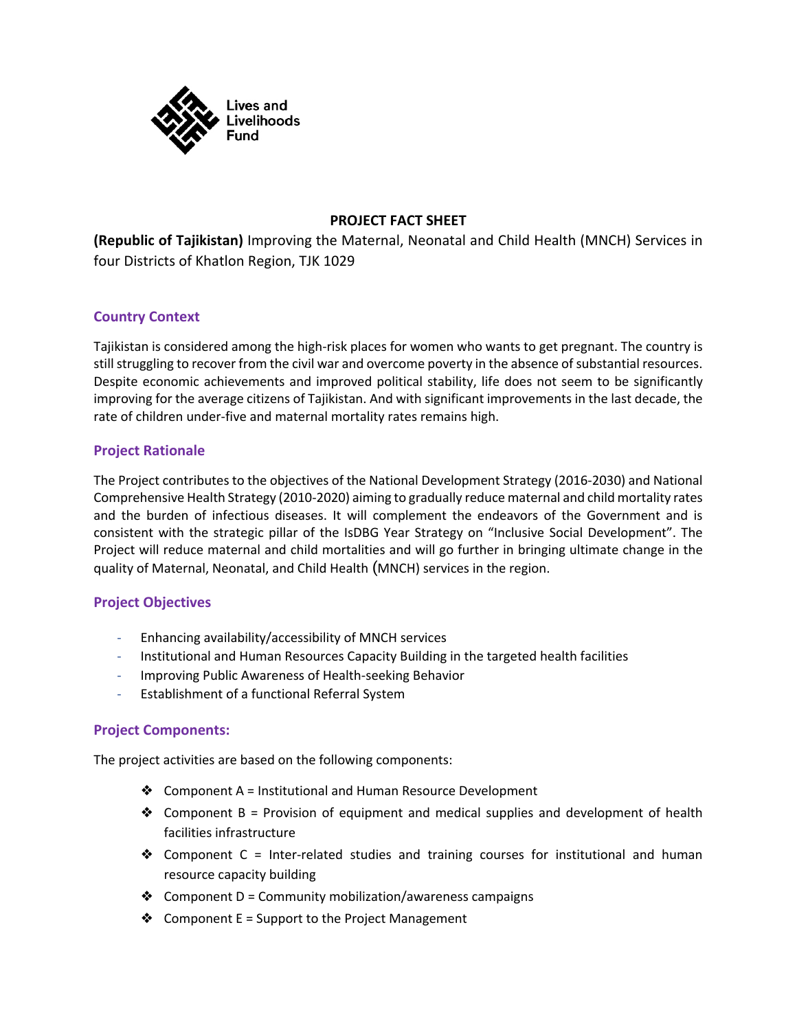Lives and Livelihoods Fund

**PROJECT FACT SHEET**

**(Republic of Tajikistan)** Improving the Maternal, Neonatal and Child Health (MNCH) Services in four Districts of Khatlon Region, TJK 1029

## Country Context

Tajikistan is considered among the high-risk places for women who wants to get pregnant. The country is still struggling to recover from the civil war and overcome poverty in the absence of substantial resources. Despite economic achievements and improved political stability, life does not seem to be significantly improving for the average citizens of Tajikistan. And with significant improvements in the last decade, the rate of children under-five and maternal mortality rates remains high.

## Project Rationale

The Project contributes to the objectives of the National Development Strategy (2016-2030) and National Comprehensive Health Strategy (2010-2020) aiming to gradually reduce maternal and child mortality rates and the burden of infectious diseases. It will complement the endeavors of the Government and is consistent with the strategic pillar of the IsDBG Year Strategy on "Inclusive Social Development". The Project will reduce maternal and child mortalities and will go further in bringing ultimate change in the quality of Maternal, Neonatal, and Child Health (MNCH) services in the region.

## Project Objectives

- Enhancing availability/accessibility of MNCH services
- Institutional and Human Resources Capacity Building in the targeted health facilities
- Improving Public Awareness of Health-seeking Behavior
- Establishment of a functional Referral System

## Project Components:

The project activities are based on the following components:

- Component A = Institutional and Human Resource Development
- Component B = Provision of equipment and medical supplies and development of health facilities infrastructure
- Component C = Inter-related studies and training courses for institutional and human resource capacity building
- Component D = Community mobilization/awareness campaigns
- Component E = Support to the Project Management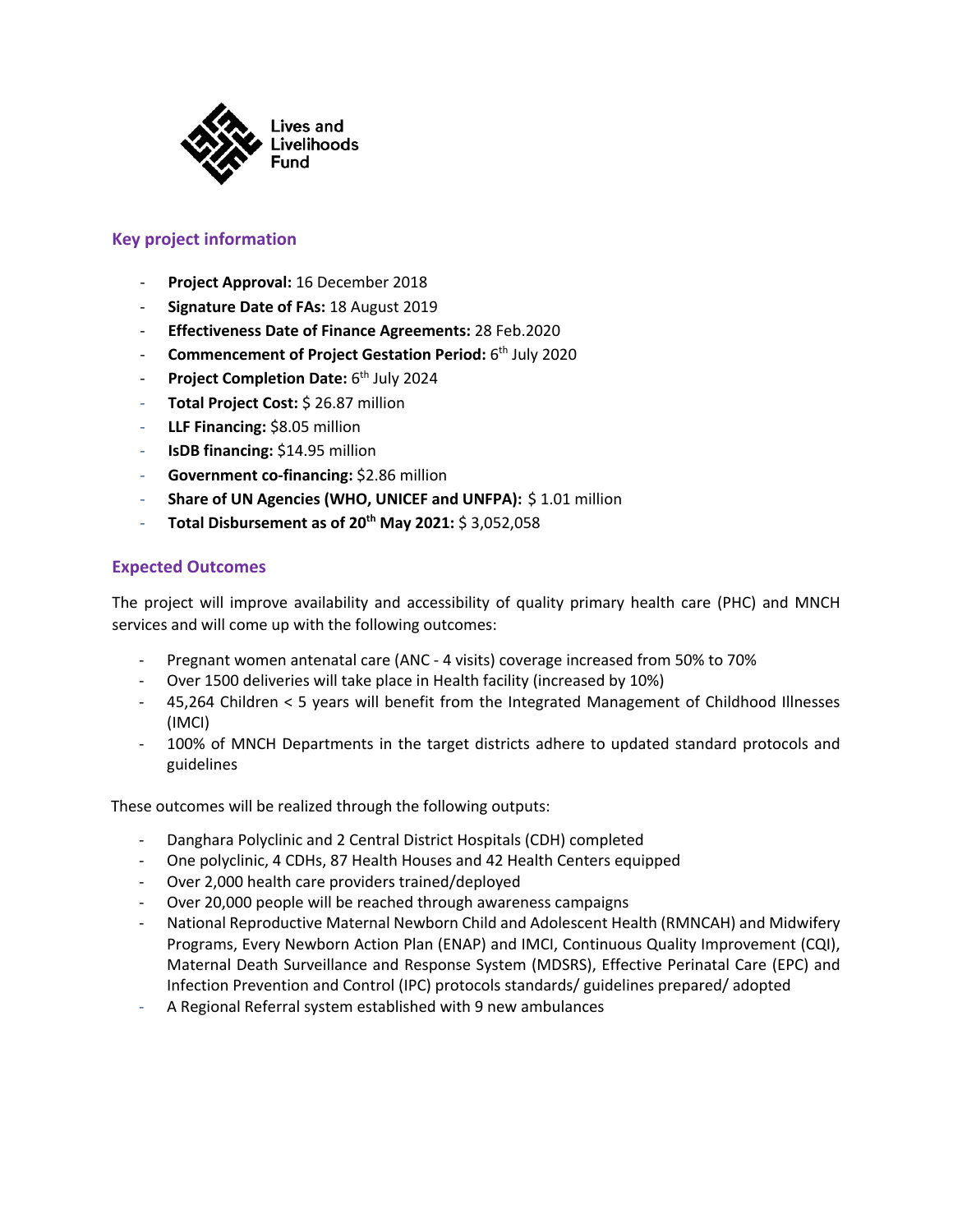Lives and Livelihoods Fund

## Key project information

- **Project Approval:** 16 December 2018
- **Signature Date of FAs:** 18 August 2019
- **Effectiveness Date of Finance Agreements:** 28 Feb.2020
- **Commencement of Project Gestation Period:** 6th July 2020
- **Project Completion Date:** 6th July 2024
- **Total Project Cost:** $ 26.87 million
- **LLF Financing:** $8.05 million
- **IsDB financing:** $14.95 million
- **Government co-financing:** $2.86 million
- **Share of UN Agencies (WHO, UNICEF and UNFPA):** $ 1.01 million
- **Total Disbursement as of 20th May 2021:** $ 3,052,058

## Expected Outcomes

The project will improve availability and accessibility of quality primary health care (PHC) and MNCH services and will come up with the following outcomes:

- Pregnant women antenatal care (ANC - 4 visits) coverage increased from 50% to 70%
- Over 1500 deliveries will take place in Health facility (increased by 10%)
- 45,264 Children < 5 years will benefit from the Integrated Management of Childhood Illnesses (IMCI)
- 100% of MNCH Departments in the target districts adhere to updated standard protocols and guidelines

These outcomes will be realized through the following outputs:

- Danghara Polyclinic and 2 Central District Hospitals (CDH) completed
- One polyclinic, 4 CDHs, 87 Health Houses and 42 Health Centers equipped
- Over 2,000 health care providers trained/deployed
- Over 20,000 people will be reached through awareness campaigns
- National Reproductive Maternal Newborn Child and Adolescent Health (RMNCAH) and Midwifery Programs, Every Newborn Action Plan (ENAP) and IMCI, Continuous Quality Improvement (CQI), Maternal Death Surveillance and Response System (MDSRS), Effective Perinatal Care (EPC) and Infection Prevention and Control (IPC) protocols standards/ guidelines prepared/ adopted
- A Regional Referral system established with 9 new ambulances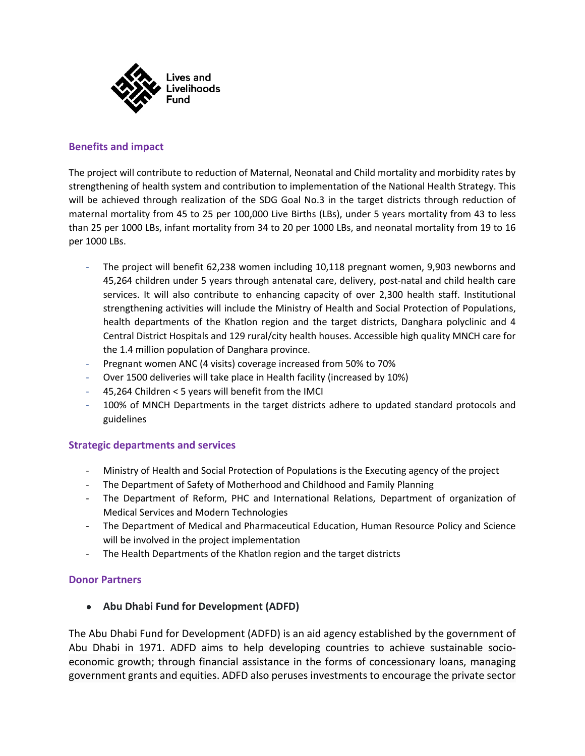Lives and Livelihoods Fund

## Benefits and impact

The project will contribute to reduction of Maternal, Neonatal and Child mortality and morbidity rates by strengthening of health system and contribution to implementation of the National Health Strategy. This will be achieved through realization of the SDG Goal No.3 in the target districts through reduction of maternal mortality from 45 to 25 per 100,000 Live Births (LBs), under 5 years mortality from 43 to less than 25 per 1000 LBs, infant mortality from 34 to 20 per 1000 LBs, and neonatal mortality from 19 to 16 per 1000 LBs.

- The project will benefit 62,238 women including 10,118 pregnant women, 9,903 newborns and 45,264 children under 5 years through antenatal care, delivery, post-natal and child health care services. It will also contribute to enhancing capacity of over 2,300 health staff. Institutional strengthening activities will include the Ministry of Health and Social Protection of Populations, health departments of the Khatlon region and the target districts, Danghara polyclinic and 4 Central District Hospitals and 129 rural/city health houses. Accessible high quality MNCH care for the 1.4 million population of Danghara province.
- Pregnant women ANC (4 visits) coverage increased from 50% to 70%
- Over 1500 deliveries will take place in Health facility (increased by 10%)
- 45,264 Children < 5 years will benefit from the IMCI
- 100% of MNCH Departments in the target districts adhere to updated standard protocols and guidelines

## Strategic departments and services

- Ministry of Health and Social Protection of Populations is the Executing agency of the project
- The Department of Safety of Motherhood and Childhood and Family Planning
- The Department of Reform, PHC and International Relations, Department of organization of Medical Services and Modern Technologies
- The Department of Medical and Pharmaceutical Education, Human Resource Policy and Science will be involved in the project implementation
- The Health Departments of the Khatlon region and the target districts

## Donor Partners

- **Abu Dhabi Fund for Development (ADFD)**

The Abu Dhabi Fund for Development (ADFD) is an aid agency established by the government of Abu Dhabi in 1971. ADFD aims to help developing countries to achieve sustainable socio-economic growth; through financial assistance in the forms of concessionary loans, managing government grants and equities. ADFD also peruses investments to encourage the private sector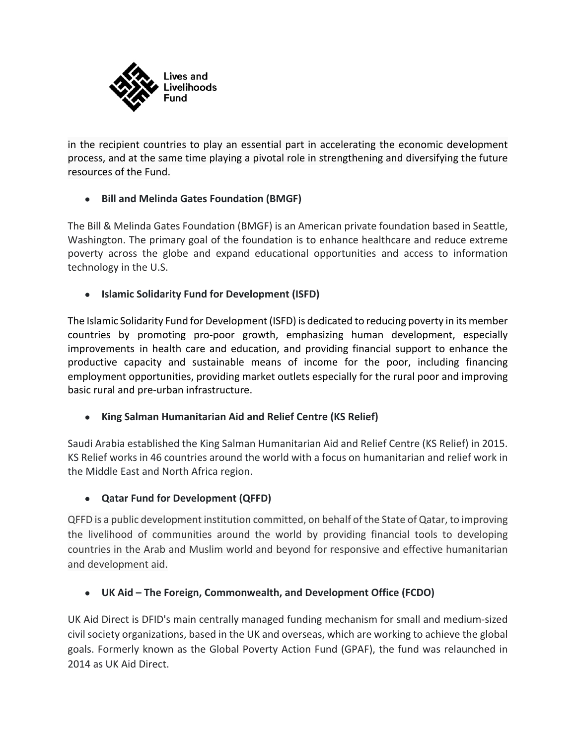in the recipient countries to play an essential part in accelerating the economic development process, and at the same time playing a pivotal role in strengthening and diversifying the future resources of the Fund.

- **Bill and Melinda Gates Foundation (BMGF)**

The Bill & Melinda Gates Foundation (BMGF) is an American private foundation based in Seattle, Washington. The primary goal of the foundation is to enhance healthcare and reduce extreme poverty across the globe and expand educational opportunities and access to information technology in the U.S.

- **Islamic Solidarity Fund for Development (ISFD)**

The Islamic Solidarity Fund for Development (ISFD) is dedicated to reducing poverty in its member countries by promoting pro-poor growth, emphasizing human development, especially improvements in health care and education, and providing financial support to enhance the productive capacity and sustainable means of income for the poor, including financing employment opportunities, providing market outlets especially for the rural poor and improving basic rural and pre-urban infrastructure.

- **King Salman Humanitarian Aid and Relief Centre (KS Relief)**

Saudi Arabia established the King Salman Humanitarian Aid and Relief Centre (KS Relief) in 2015. KS Relief works in 46 countries around the world with a focus on humanitarian and relief work in the Middle East and North Africa region.

- **Qatar Fund for Development (QFFD)**

QFFD is a public development institution committed, on behalf of the State of Qatar, to improving the livelihood of communities around the world by providing financial tools to developing countries in the Arab and Muslim world and beyond for responsive and effective humanitarian and development aid.

- **UK Aid – The Foreign, Commonwealth, and Development Office (FCDO)**

UK Aid Direct is DFID's main centrally managed funding mechanism for small and medium-sized civil society organizations, based in the UK and overseas, which are working to achieve the global goals. Formerly known as the Global Poverty Action Fund (GPAF), the fund was relaunched in 2014 as UK Aid Direct.